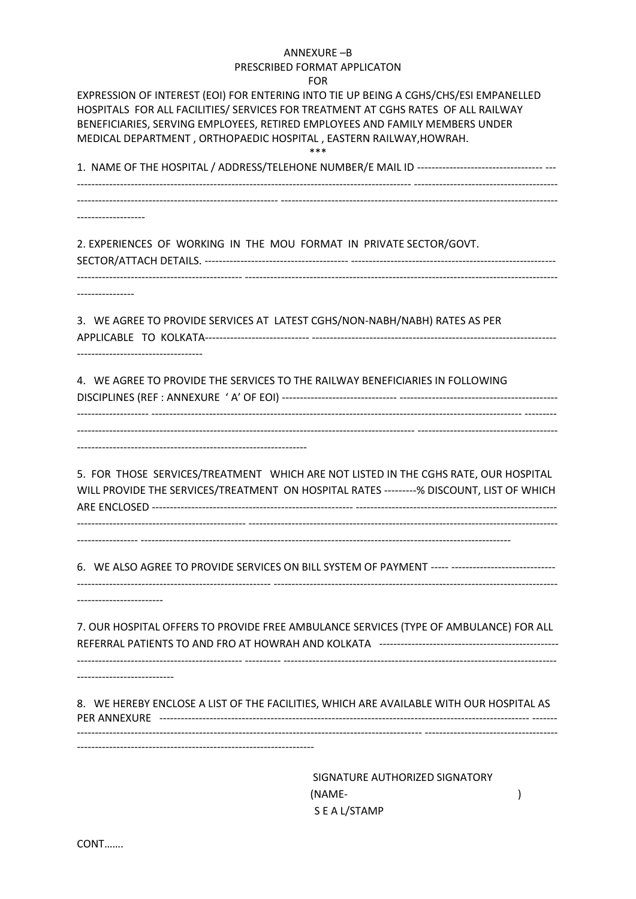# ANNEXURE –B
## PRESCRIBED FORMAT APPLICATON
## FOR

EXPRESSION OF INTEREST (EOI) FOR ENTERING INTO TIE UP BEING A CGHS/CHS/ESI EMPANELLED HOSPITALS FOR ALL FACILITIES/ SERVICES FOR TREATMENT AT CGHS RATES OF ALL RAILWAY BENEFICIARIES, SERVING EMPLOYEES, RETIRED EMPLOYEES AND FAMILY MEMBERS UNDER MEDICAL DEPARTMENT , ORTHOPAEDIC HOSPITAL , EASTERN RAILWAY,HOWRAH.

***

1. NAME OF THE HOSPITAL / ADDRESS/TELEHONE NUMBER/E MAIL ID ----------------------------------------------------------------------------------------------------------------------------------------------------------------------------------------------------------------------------------------------------------------------------------

2. EXPERIENCES OF WORKING IN THE MOU FORMAT IN PRIVATE SECTOR/GOVT. SECTOR/ATTACH DETAILS. ----------------------------------------------------------------------------------------------------------------------------------------------------------------------------------------------------------------------

3. WE AGREE TO PROVIDE SERVICES AT LATEST CGHS/NON-NABH/NABH) RATES AS PER APPLICABLE TO KOLKATA-----------------------------------------------------------------------------------------------------------------------------

4. WE AGREE TO PROVIDE THE SERVICES TO THE RAILWAY BENEFICIARIES IN FOLLOWING DISCIPLINES (REF : ANNEXURE ' A' OF EOI) --------------------------------------------------------------------------------------------------------------------------------------------------------------------------------------------------------------------------------------------------------------------------------------------------------------------------------------------------

5. FOR THOSE SERVICES/TREATMENT WHICH ARE NOT LISTED IN THE CGHS RATE, OUR HOSPITAL WILL PROVIDE THE SERVICES/TREATMENT ON HOSPITAL RATES ---------% DISCOUNT, LIST OF WHICH ARE ENCLOSED -----------------------------------------------------------------------------------------------------------------------------------------------------------------------------------------------------------------------------------------------------------------------------------------------------------------------------

6. WE ALSO AGREE TO PROVIDE SERVICES ON BILL SYSTEM OF PAYMENT ----- ------------------------------------------------------------------------------------------------------------------------------------------------------------------------------------------------------------

7. OUR HOSPITAL OFFERS TO PROVIDE FREE AMBULANCE SERVICES (TYPE OF AMBULANCE) FOR ALL REFERRAL PATIENTS TO AND FRO AT HOWRAH AND KOLKATA ----------------------------------------------------------------------------------------------------------------------------------------------------------------------------------------------------

8. WE HEREBY ENCLOSE A LIST OF THE FACILITIES, WHICH ARE AVAILABLE WITH OUR HOSPITAL AS PER ANNEXURE --------------------------------------------------------------------------------------------------------------------------------------------------------------------------------------------------------------------------------------------------------------------------------------------------

SIGNATURE AUTHORIZED SIGNATORY

(NAME- )

S E A L/STAMP

CONT…….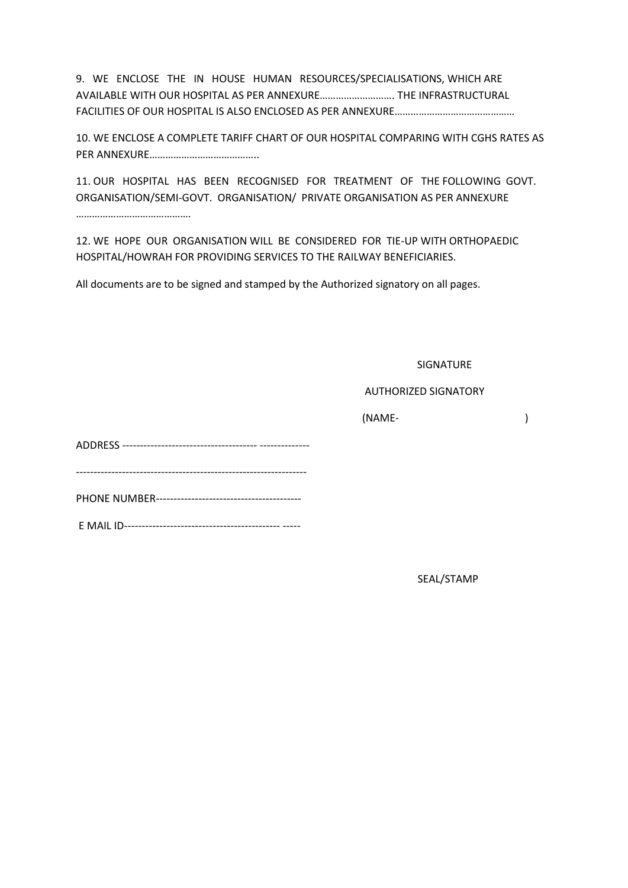9. WE ENCLOSE THE IN HOUSE HUMAN RESOURCES/SPECIALISATIONS, WHICH ARE AVAILABLE WITH OUR HOSPITAL AS PER ANNEXURE………………………. THE INFRASTRUCTURAL FACILITIES OF OUR HOSPITAL IS ALSO ENCLOSED AS PER ANNEXURE………………………………………

10. WE ENCLOSE A COMPLETE TARIFF CHART OF OUR HOSPITAL COMPARING WITH CGHS RATES AS PER ANNEXURE…………………………………..

11. OUR HOSPITAL HAS BEEN RECOGNISED FOR TREATMENT OF THE FOLLOWING GOVT. ORGANISATION/SEMI-GOVT. ORGANISATION/ PRIVATE ORGANISATION AS PER ANNEXURE …………………………………….

12. WE HOPE OUR ORGANISATION WILL BE CONSIDERED FOR TIE-UP WITH ORTHOPAEDIC HOSPITAL/HOWRAH FOR PROVIDING SERVICES TO THE RAILWAY BENEFICIARIES.

All documents are to be signed and stamped by the Authorized signatory on all pages.

SIGNATURE

AUTHORIZED SIGNATORY

(NAME- )

ADDRESS -------------------------------------- --------------

----------------------------------------------------------------

PHONE NUMBER-----------------------------------------

E MAIL ID--------------------------------------------- -----

SEAL/STAMP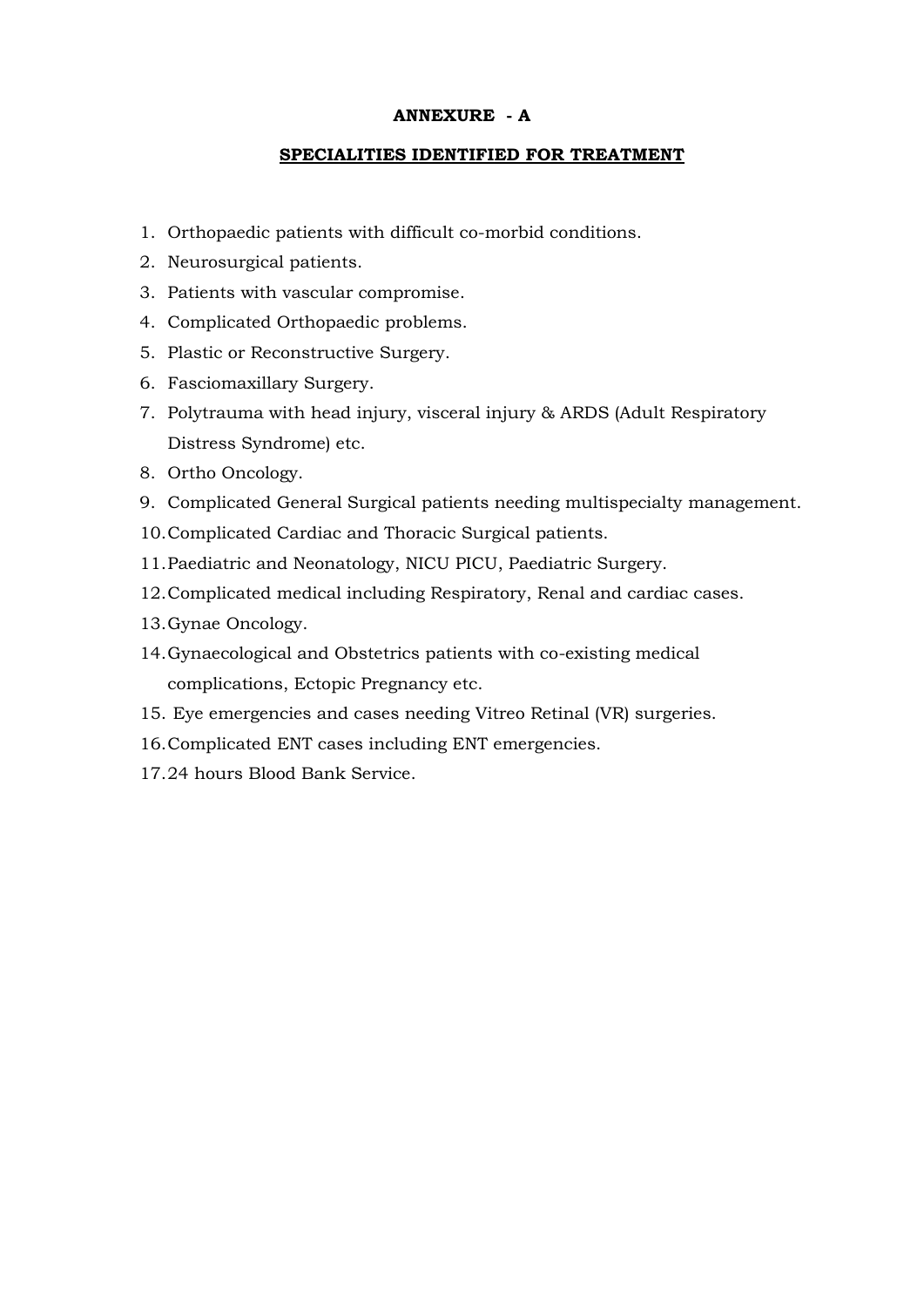**ANNEXURE - A**

**<u>SPECIALITIES IDENTIFIED FOR TREATMENT</u>**

1. Orthopaedic patients with difficult co-morbid conditions.
2. Neurosurgical patients.
3. Patients with vascular compromise.
4. Complicated Orthopaedic problems.
5. Plastic or Reconstructive Surgery.
6. Fasciomaxillary Surgery.
7. Polytrauma with head injury, visceral injury & ARDS (Adult Respiratory Distress Syndrome) etc.
8. Ortho Oncology.
9. Complicated General Surgical patients needing multispecialty management.
10. Complicated Cardiac and Thoracic Surgical patients.
11. Paediatric and Neonatology, NICU PICU, Paediatric Surgery.
12. Complicated medical including Respiratory, Renal and cardiac cases.
13. Gynae Oncology.
14. Gynaecological and Obstetrics patients with co-existing medical complications, Ectopic Pregnancy etc.
15. Eye emergencies and cases needing Vitreo Retinal (VR) surgeries.
16. Complicated ENT cases including ENT emergencies.
17. 24 hours Blood Bank Service.